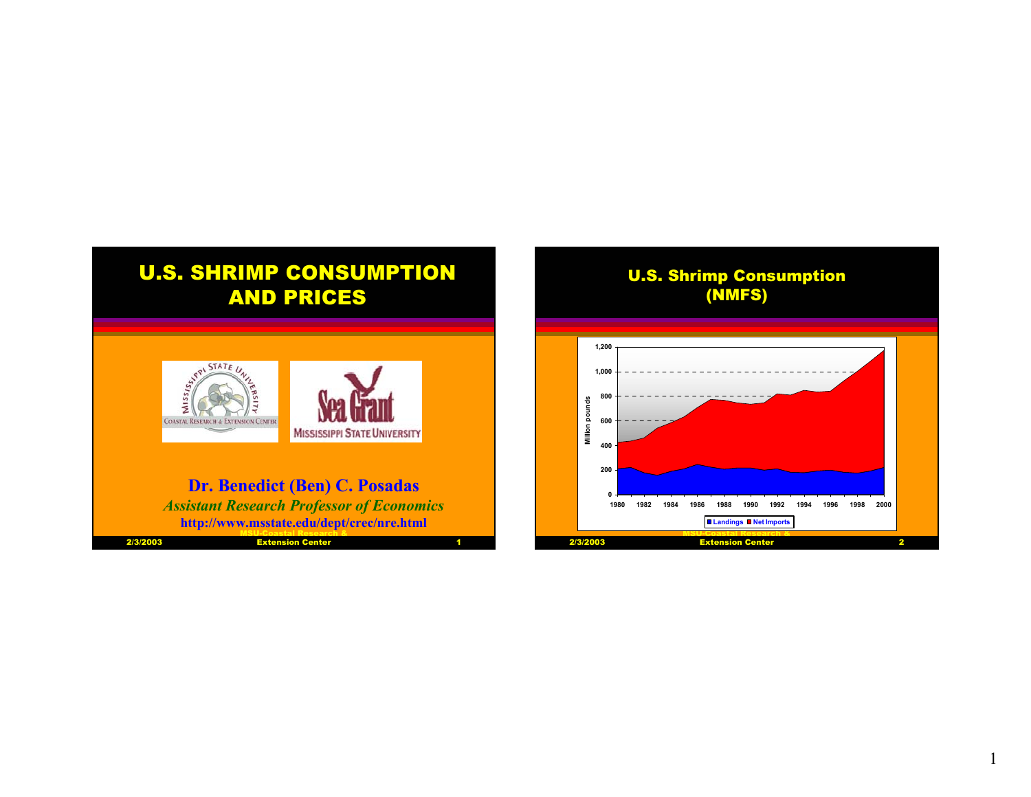# U.S. SHRIMP CONSUMPTION AND PRICES

Mississippi State University — Coastal Research & Extension Center

Sea Grant — Mississippi State University

**Dr. Benedict (Ben) C. Posadas**

*Assistant Research Professor of Economics*

**http://www.msstate.edu/dept/crec/nre.html**

2/3/2003 MSU-Coastal Research & Extension Center 1

## U.S. Shrimp Consumption (NMFS)

Million pounds (0 – 1,200), 1980 – 2000

Legend: Landings, Net Imports

2/3/2003 MSU-Coastal Research & Extension Center 2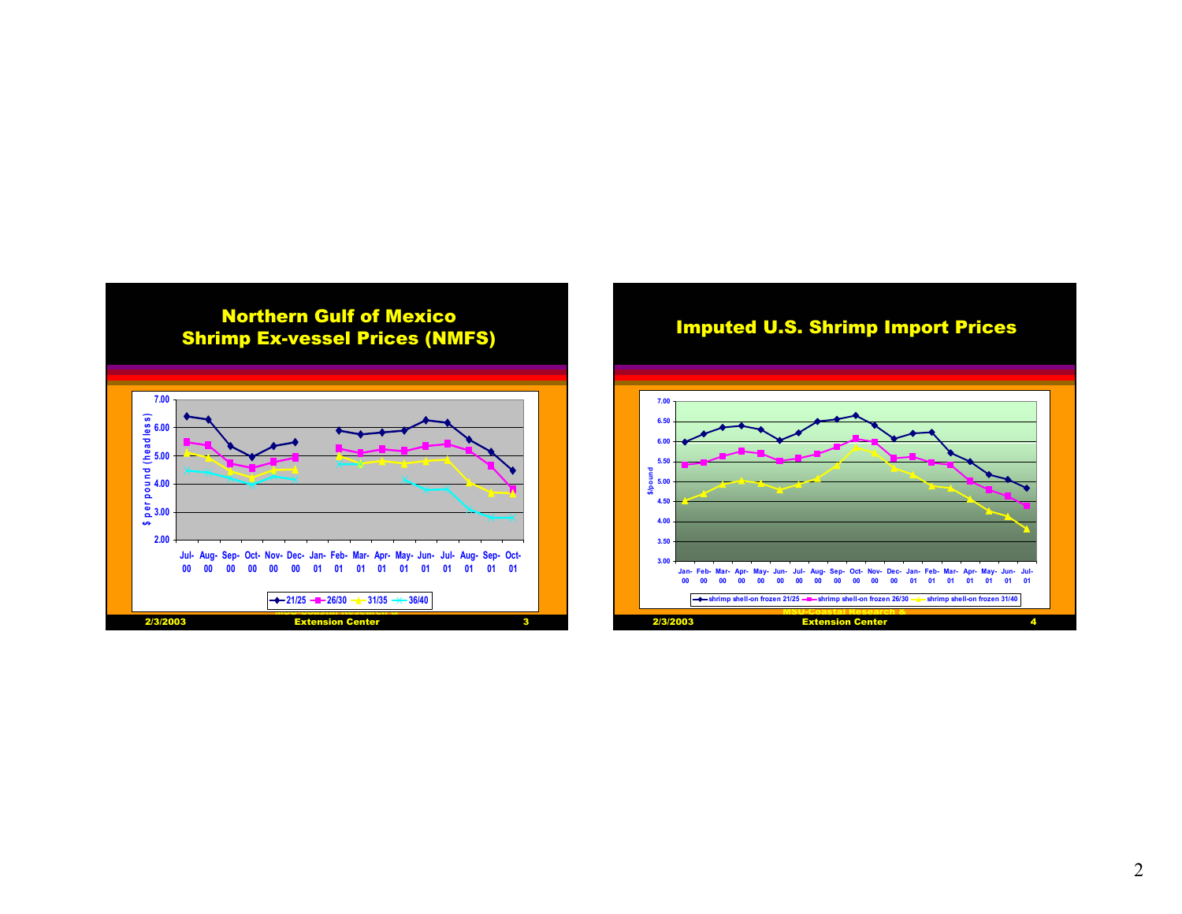## Northern Gulf of Mexico Shrimp Ex-vessel Prices (NMFS)

$ per pound (headless)

Jul-00, Aug-00, Sep-00, Oct-00, Nov-00, Dec-00, Jan-01, Feb-01, Mar-01, Apr-01, May-01, Jun-01, Jul-01, Aug-01, Sep-01, Oct-01

Legend: 21/25, 26/30, 31/35, 36/40

MSU-Coastal Research & Extension Center

## Imputed U.S. Shrimp Import Prices

$/pound

Jan-00, Feb-00, Mar-00, Apr-00, May-00, Jun-00, Jul-00, Aug-00, Sep-00, Oct-00, Nov-00, Dec-00, Jan-01, Feb-01, Mar-01, Apr-01, May-01, Jun-01, Jul-01

Legend: shrimp shell-on frozen 21/25, shrimp shell-on frozen 26/30, shrimp shell-on frozen 31/40

MSU-Coastal Research & Extension Center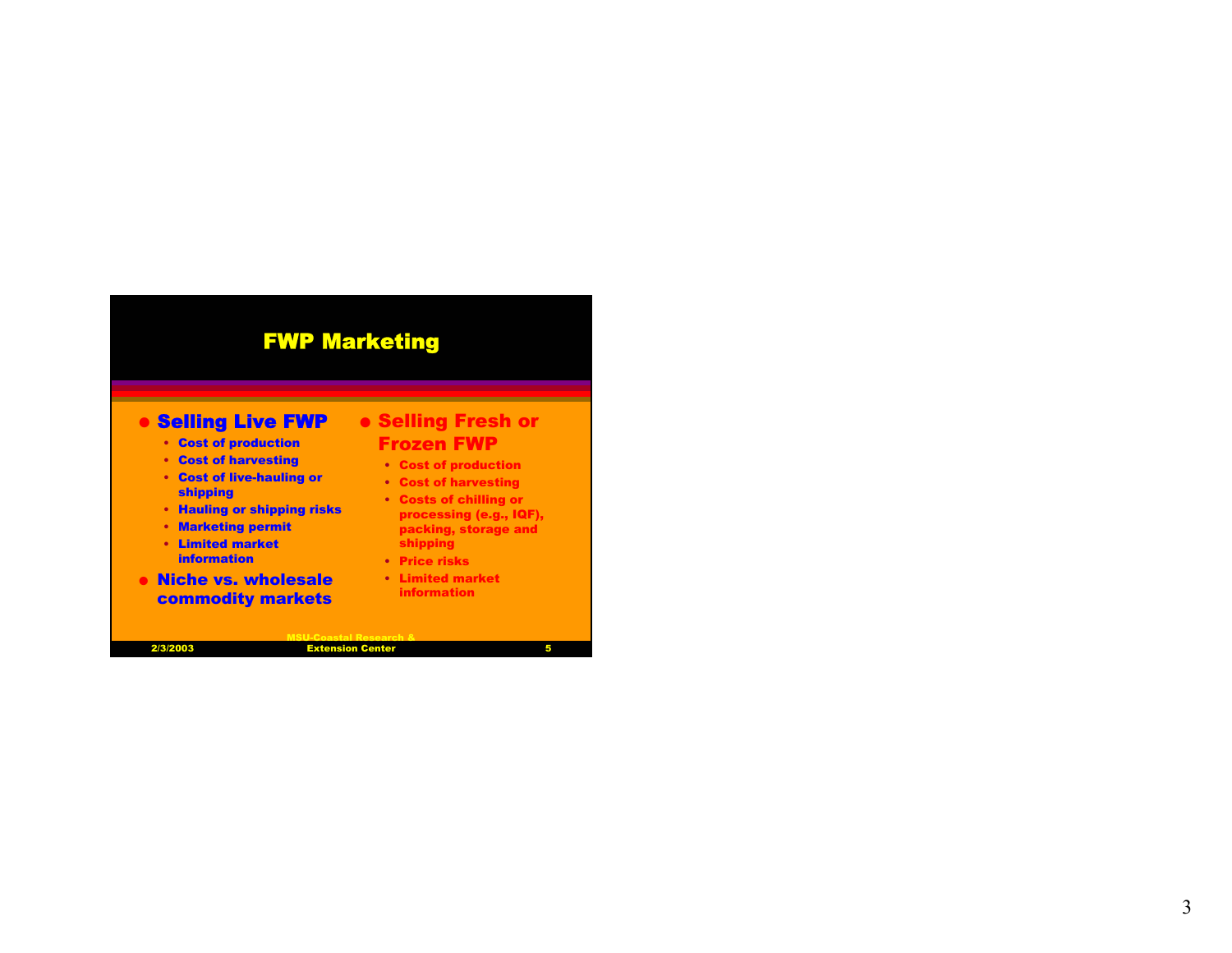# FWP Marketing

- **Selling Live FWP**
  - Cost of production
  - Cost of harvesting
  - Cost of live-hauling or shipping
  - Hauling or shipping risks
  - Marketing permit
  - Limited market information
- **Niche vs. wholesale commodity markets**

- **Selling Fresh or Frozen FWP**
  - Cost of production
  - Cost of harvesting
  - Costs of chilling or processing (e.g., IQF), packing, storage and shipping
  - Price risks
  - Limited market information

2/3/2003 MSU-Coastal Research & Extension Center 5